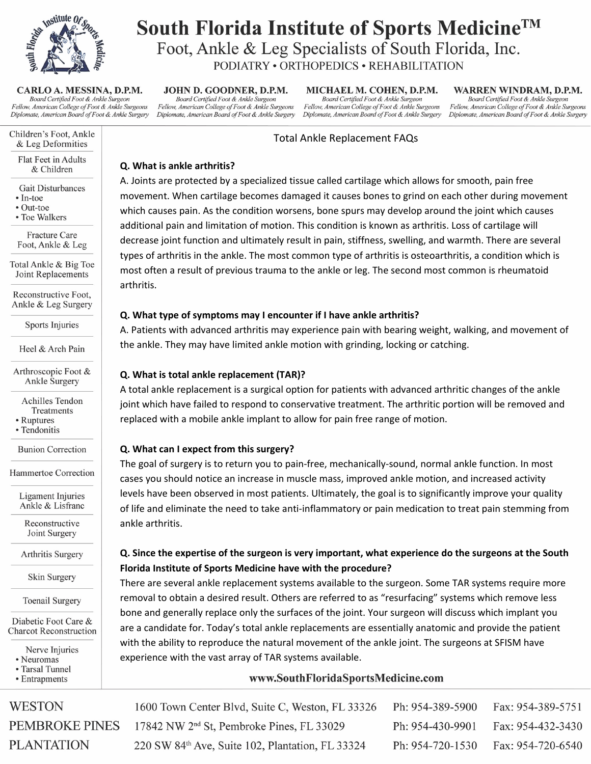# South Florida Institute of Sports Medicine™

## Foot, Ankle & Leg Specialists of South Florida, Inc.

PODIATRY • ORTHOPEDICS • REHABILITATION

**CARLO A. MESSINA, D.P.M.**
*Board Certified Foot & Ankle Surgeon*
*Fellow, American College of Foot & Ankle Surgeons*
*Diplomate, American Board of Foot & Ankle Surgery*

**JOHN D. GOODNER, D.P.M.**
*Board Certified Foot & Ankle Surgeon*
*Fellow, American College of Foot & Ankle Surgeons*
*Diplomate, American Board of Foot & Ankle Surgery*

**MICHAEL M. COHEN, D.P.M.**
*Board Certified Foot & Ankle Surgeon*
*Fellow, American College of Foot & Ankle Surgeons*
*Diplomate, American Board of Foot & Ankle Surgery*

**WARREN WINDRAM, D.P.M.**
*Board Certified Foot & Ankle Surgeon*
*Fellow, American College of Foot & Ankle Surgeons*
*Diplomate, American Board of Foot & Ankle Surgery*

- Children's Foot, Ankle & Leg Deformities
- Flat Feet in Adults & Children
- Gait Disturbances
  - In-toe
  - Out-toe
  - Toe Walkers
- Fracture Care Foot, Ankle & Leg
- Total Ankle & Big Toe Joint Replacements
- Reconstructive Foot, Ankle & Leg Surgery
- Sports Injuries
- Heel & Arch Pain
- Arthroscopic Foot & Ankle Surgery
- Achilles Tendon Treatments
  - Ruptures
  - Tendonitis
- Bunion Correction
- Hammertoe Correction
- Ligament Injuries Ankle & Lisfranc
- Reconstructive Joint Surgery
- Arthritis Surgery
- Skin Surgery
- Toenail Surgery
- Diabetic Foot Care & Charcot Reconstruction
- Nerve Injuries
  - Neuromas
  - Tarsal Tunnel
  - Entrapments

## Total Ankle Replacement FAQs

**Q. What is ankle arthritis?**

A. Joints are protected by a specialized tissue called cartilage which allows for smooth, pain free movement. When cartilage becomes damaged it causes bones to grind on each other during movement which causes pain. As the condition worsens, bone spurs may develop around the joint which causes additional pain and limitation of motion. This condition is known as arthritis. Loss of cartilage will decrease joint function and ultimately result in pain, stiffness, swelling, and warmth. There are several types of arthritis in the ankle. The most common type of arthritis is osteoarthritis, a condition which is most often a result of previous trauma to the ankle or leg. The second most common is rheumatoid arthritis.

**Q. What type of symptoms may I encounter if I have ankle arthritis?**

A. Patients with advanced arthritis may experience pain with bearing weight, walking, and movement of the ankle. They may have limited ankle motion with grinding, locking or catching.

**Q. What is total ankle replacement (TAR)?**

A total ankle replacement is a surgical option for patients with advanced arthritic changes of the ankle joint which have failed to respond to conservative treatment. The arthritic portion will be removed and replaced with a mobile ankle implant to allow for pain free range of motion.

**Q. What can I expect from this surgery?**

The goal of surgery is to return you to pain-free, mechanically-sound, normal ankle function. In most cases you should notice an increase in muscle mass, improved ankle motion, and increased activity levels have been observed in most patients. Ultimately, the goal is to significantly improve your quality of life and eliminate the need to take anti-inflammatory or pain medication to treat pain stemming from ankle arthritis.

**Q. Since the expertise of the surgeon is very important, what experience do the surgeons at the South Florida Institute of Sports Medicine have with the procedure?**

There are several ankle replacement systems available to the surgeon. Some TAR systems require more removal to obtain a desired result. Others are referred to as "resurfacing" systems which remove less bone and generally replace only the surfaces of the joint. Your surgeon will discuss which implant you are a candidate for. Today's total ankle replacements are essentially anatomic and provide the patient with the ability to reproduce the natural movement of the ankle joint. The surgeons at SFISM have experience with the vast array of TAR systems available.

**www.SouthFloridaSportsMedicine.com**

| Location | Address | Phone | Fax |
|---|---|---|---|
| WESTON | 1600 Town Center Blvd, Suite C, Weston, FL 33326 | Ph: 954-389-5900 | Fax: 954-389-5751 |
| PEMBROKE PINES | 17842 NW 2nd St, Pembroke Pines, FL 33029 | Ph: 954-430-9901 | Fax: 954-432-3430 |
| PLANTATION | 220 SW 84th Ave, Suite 102, Plantation, FL 33324 | Ph: 954-720-1530 | Fax: 954-720-6540 |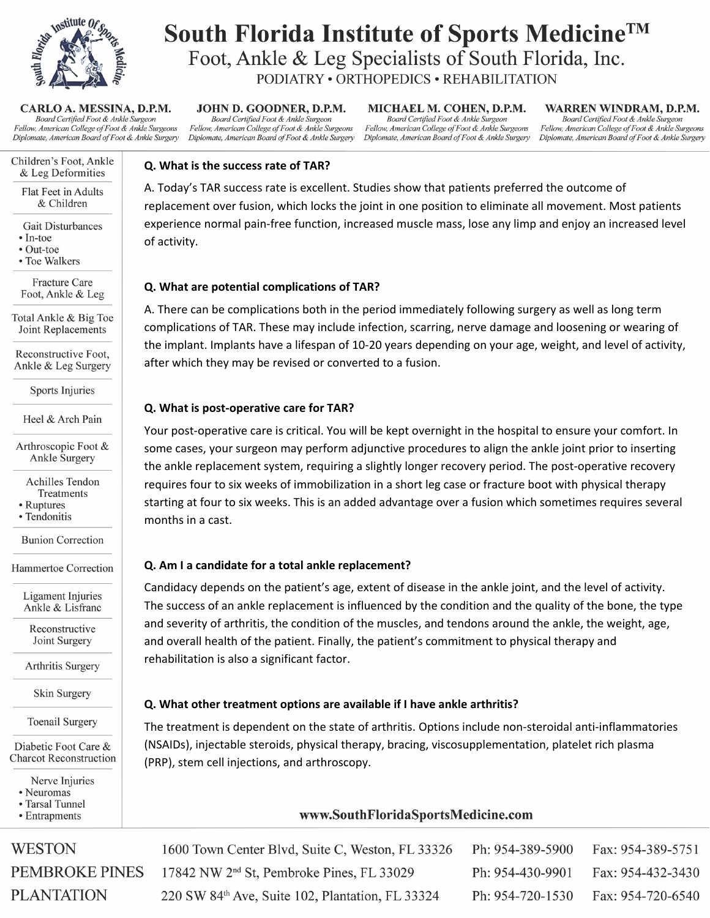# South Florida Institute of Sports Medicine™

## Foot, Ankle & Leg Specialists of South Florida, Inc.

PODIATRY • ORTHOPEDICS • REHABILITATION

**CARLO A. MESSINA, D.P.M.**
*Board Certified Foot & Ankle Surgeon*
*Fellow, American College of Foot & Ankle Surgeons*
*Diplomate, American Board of Foot & Ankle Surgery*

**JOHN D. GOODNER, D.P.M.**
*Board Certified Foot & Ankle Surgeon*
*Fellow, American College of Foot & Ankle Surgeons*
*Diplomate, American Board of Foot & Ankle Surgery*

**MICHAEL M. COHEN, D.P.M.**
*Board Certified Foot & Ankle Surgeon*
*Fellow, American College of Foot & Ankle Surgeons*
*Diplomate, American Board of Foot & Ankle Surgery*

**WARREN WINDRAM, D.P.M.**
*Board Certified Foot & Ankle Surgeon*
*Fellow, American College of Foot & Ankle Surgeons*
*Diplomate, American Board of Foot & Ankle Surgery*

**Q. What is the success rate of TAR?**

A. Today's TAR success rate is excellent. Studies show that patients preferred the outcome of replacement over fusion, which locks the joint in one position to eliminate all movement. Most patients experience normal pain-free function, increased muscle mass, lose any limp and enjoy an increased level of activity.

**Q. What are potential complications of TAR?**

A. There can be complications both in the period immediately following surgery as well as long term complications of TAR. These may include infection, scarring, nerve damage and loosening or wearing of the implant. Implants have a lifespan of 10-20 years depending on your age, weight, and level of activity, after which they may be revised or converted to a fusion.

**Q. What is post-operative care for TAR?**

Your post-operative care is critical. You will be kept overnight in the hospital to ensure your comfort. In some cases, your surgeon may perform adjunctive procedures to align the ankle joint prior to inserting the ankle replacement system, requiring a slightly longer recovery period. The post-operative recovery requires four to six weeks of immobilization in a short leg case or fracture boot with physical therapy starting at four to six weeks. This is an added advantage over a fusion which sometimes requires several months in a cast.

**Q. Am I a candidate for a total ankle replacement?**

Candidacy depends on the patient's age, extent of disease in the ankle joint, and the level of activity. The success of an ankle replacement is influenced by the condition and the quality of the bone, the type and severity of arthritis, the condition of the muscles, and tendons around the ankle, the weight, age, and overall health of the patient. Finally, the patient's commitment to physical therapy and rehabilitation is also a significant factor.

**Q. What other treatment options are available if I have ankle arthritis?**

The treatment is dependent on the state of arthritis. Options include non-steroidal anti-inflammatories (NSAIDs), injectable steroids, physical therapy, bracing, viscosupplementation, platelet rich plasma (PRP), stem cell injections, and arthroscopy.

- Children's Foot, Ankle & Leg Deformities
- Flat Feet in Adults & Children
- Gait Disturbances
  - In-toe
  - Out-toe
  - Toe Walkers
- Fracture Care Foot, Ankle & Leg
- Total Ankle & Big Toe Joint Replacements
- Reconstructive Foot, Ankle & Leg Surgery
- Sports Injuries
- Heel & Arch Pain
- Arthroscopic Foot & Ankle Surgery
- Achilles Tendon Treatments
  - Ruptures
  - Tendonitis
- Bunion Correction
- Hammertoe Correction
- Ligament Injuries Ankle & Lisfranc
- Reconstructive Joint Surgery
- Arthritis Surgery
- Skin Surgery
- Toenail Surgery
- Diabetic Foot Care & Charcot Reconstruction
- Nerve Injuries
  - Neuromas
  - Tarsal Tunnel
  - Entrapments

**www.SouthFloridaSportsMedicine.com**

| | | | |
|---|---|---|---|
| WESTON | 1600 Town Center Blvd, Suite C, Weston, FL 33326 | Ph: 954-389-5900 | Fax: 954-389-5751 |
| PEMBROKE PINES | 17842 NW 2nd St, Pembroke Pines, FL 33029 | Ph: 954-430-9901 | Fax: 954-432-3430 |
| PLANTATION | 220 SW 84th Ave, Suite 102, Plantation, FL 33324 | Ph: 954-720-1530 | Fax: 954-720-6540 |